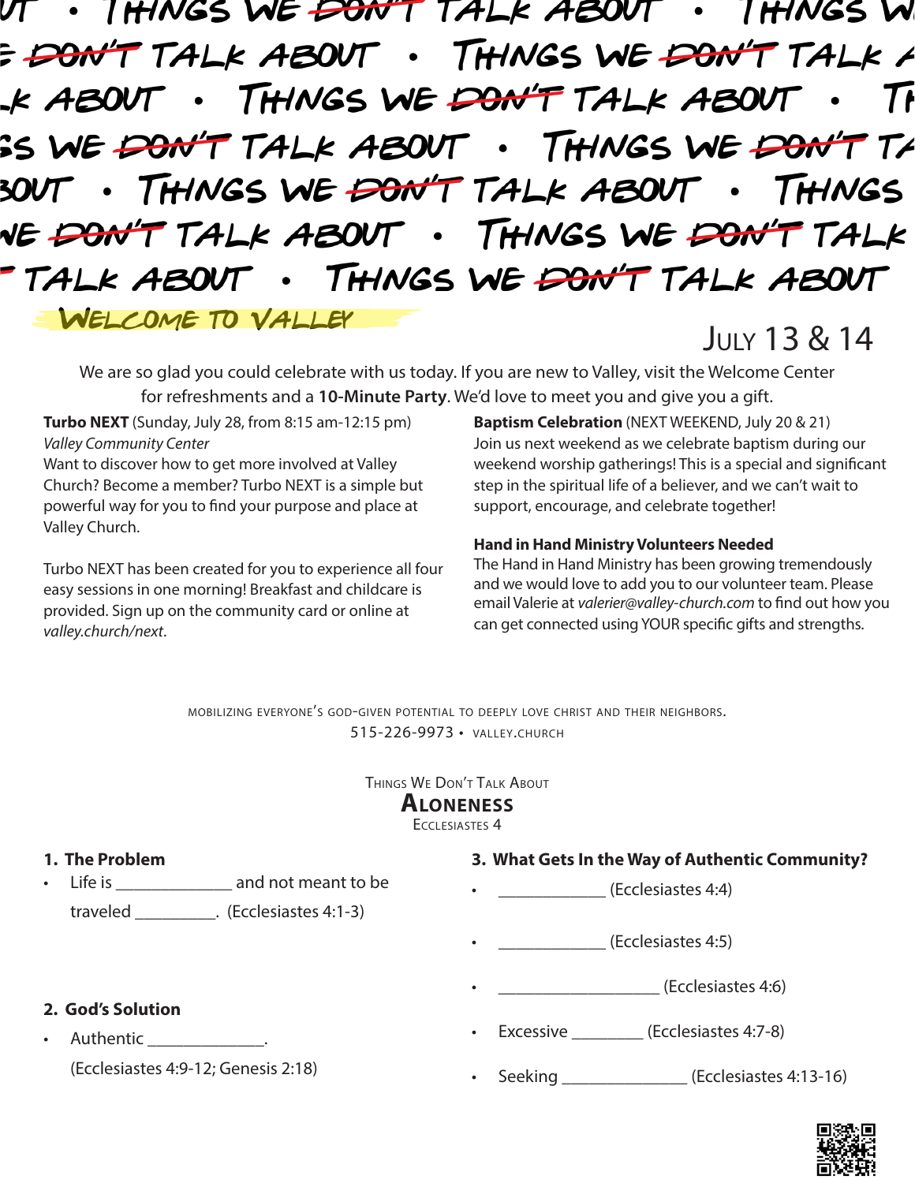# Things We ~~Don't~~ Talk About

## Welcome to Valley

July 13 & 14

We are so glad you could celebrate with us today. If you are new to Valley, visit the Welcome Center for refreshments and a **10-Minute Party**. We'd love to meet you and give you a gift.

**Turbo NEXT** (Sunday, July 28, from 8:15 am-12:15 pm)
*Valley Community Center*
Want to discover how to get more involved at Valley Church? Become a member? Turbo NEXT is a simple but powerful way for you to find your purpose and place at Valley Church.

Turbo NEXT has been created for you to experience all four easy sessions in one morning! Breakfast and childcare is provided. Sign up on the community card or online at *valley.church/next*.

**Baptism Celebration** (NEXT WEEKEND, July 20 & 21)
Join us next weekend as we celebrate baptism during our weekend worship gatherings! This is a special and significant step in the spiritual life of a believer, and we can't wait to support, encourage, and celebrate together!

**Hand in Hand Ministry Volunteers Needed**
The Hand in Hand Ministry has been growing tremendously and we would love to add you to our volunteer team. Please email Valerie at *valerier@valley-church.com* to find out how you can get connected using YOUR specific gifts and strengths.

Mobilizing everyone's God-given potential to deeply love Christ and their neighbors.
515-226-9973 • valley.church

Things We Don't Talk About

## Aloneness

Ecclesiastes 4

**1. The Problem**

- Life is ______________ and not meant to be traveled _________. (Ecclesiastes 4:1-3)

**2. God's Solution**

- Authentic ______________.
  (Ecclesiastes 4:9-12; Genesis 2:18)

**3. What Gets In the Way of Authentic Community?**

- _____________ (Ecclesiastes 4:4)
- _____________ (Ecclesiastes 4:5)
- ___________________ (Ecclesiastes 4:6)
- Excessive _________ (Ecclesiastes 4:7-8)
- Seeking _______________ (Ecclesiastes 4:13-16)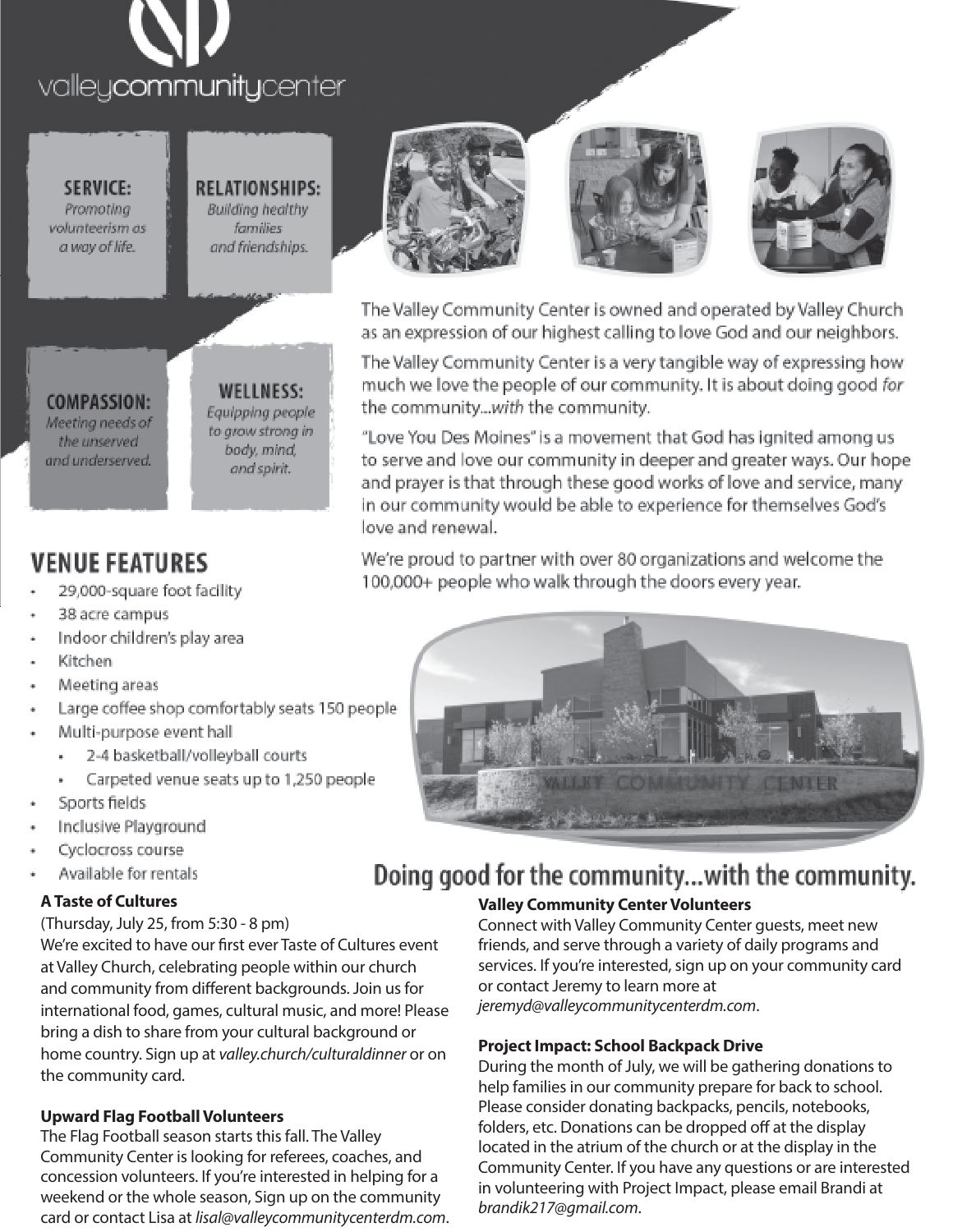valleycommunitycenter

**SERVICE:**
*Promoting volunteerism as a way of life.*

**RELATIONSHIPS:**
*Building healthy families and friendships.*

**COMPASSION:**
*Meeting needs of the unserved and underserved.*

**WELLNESS:**
*Equipping people to grow strong in body, mind, and spirit.*

The Valley Community Center is owned and operated by Valley Church as an expression of our highest calling to love God and our neighbors.

The Valley Community Center is a very tangible way of expressing how much we love the people of our community. It is about doing good *for* the community...*with* the community.

"Love You Des Moines" is a movement that God has ignited among us to serve and love our community in deeper and greater ways. Our hope and prayer is that through these good works of love and service, many in our community would be able to experience for themselves God's love and renewal.

We're proud to partner with over 80 organizations and welcome the 100,000+ people who walk through the doors every year.

## VENUE FEATURES

- 29,000-square foot facility
- 38 acre campus
- Indoor children's play area
- Kitchen
- Meeting areas
- Large coffee shop comfortably seats 150 people
- Multi-purpose event hall
  - 2-4 basketball/volleyball courts
  - Carpeted venue seats up to 1,250 people
- Sports fields
- Inclusive Playground
- Cyclocross course
- Available for rentals

**Doing good for the community...with the community.**

**A Taste of Cultures**
(Thursday, July 25, from 5:30 - 8 pm)
We're excited to have our first ever Taste of Cultures event at Valley Church, celebrating people within our church and community from different backgrounds. Join us for international food, games, cultural music, and more! Please bring a dish to share from your cultural background or home country. Sign up at *valley.church/culturaldinner* or on the community card.

**Upward Flag Football Volunteers**
The Flag Football season starts this fall. The Valley Community Center is looking for referees, coaches, and concession volunteers. If you're interested in helping for a weekend or the whole season, Sign up on the community card or contact Lisa at *lisal@valleycommunitycenterdm.com*.

**Valley Community Center Volunteers**
Connect with Valley Community Center guests, meet new friends, and serve through a variety of daily programs and services. If you're interested, sign up on your community card or contact Jeremy to learn more at *jeremyd@valleycommunitycenterdm.com*.

**Project Impact: School Backpack Drive**
During the month of July, we will be gathering donations to help families in our community prepare for back to school. Please consider donating backpacks, pencils, notebooks, folders, etc. Donations can be dropped off at the display located in the atrium of the church or at the display in the Community Center. If you have any questions or are interested in volunteering with Project Impact, please email Brandi at *brandik217@gmail.com*.